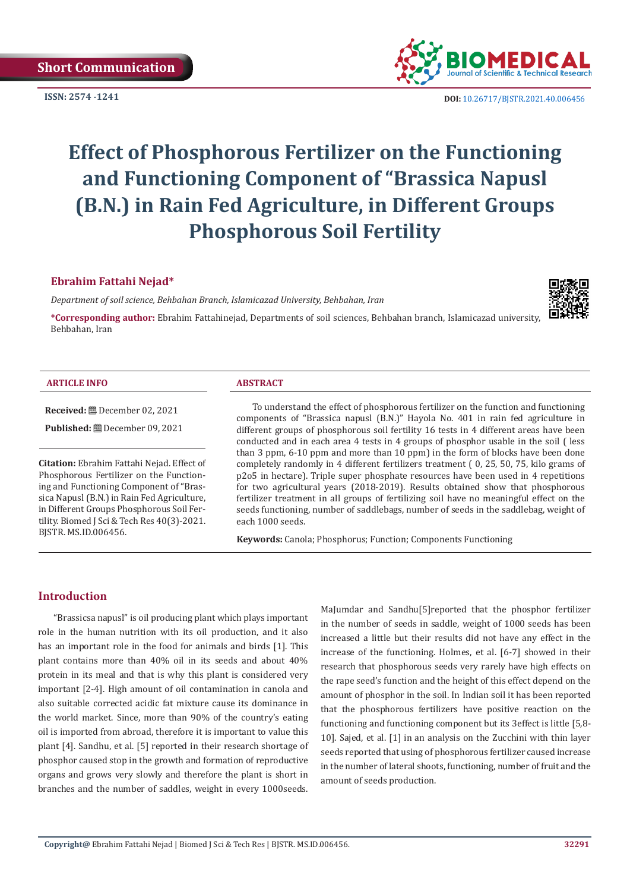Short Communication

ISSN: 2574 -1241

DOI: 10.26717/BJSTR.2021.40.006456

# Effect of Phosphorous Fertilizer on the Functioning and Functioning Component of "Brassica Napusl (B.N.) in Rain Fed Agriculture, in Different Groups Phosphorous Soil Fertility

**Ebrahim Fattahi Nejad***

*Department of soil science, Behbahan Branch, Islamicazad University, Behbahan, Iran*

***Corresponding author:** Ebrahim Fattahinejad, Departments of soil sciences, Behbahan branch, Islamicazad university, Behbahan, Iran

**ARTICLE INFO**

**Received:** December 02, 2021

**Published:** December 09, 2021

**Citation:** Ebrahim Fattahi Nejad. Effect of Phosphorous Fertilizer on the Functioning and Functioning Component of "Brassica Napusl (B.N.) in Rain Fed Agriculture, in Different Groups Phosphorous Soil Fertility. Biomed J Sci & Tech Res 40(3)-2021. BJSTR. MS.ID.006456.

**ABSTRACT**

To understand the effect of phosphorous fertilizer on the function and functioning components of "Brassica napusl (B.N.)" Hayola No. 401 in rain fed agriculture in different groups of phosphorous soil fertility 16 tests in 4 different areas have been conducted and in each area 4 tests in 4 groups of phosphor usable in the soil ( less than 3 ppm, 6-10 ppm and more than 10 ppm) in the form of blocks have been done completely randomly in 4 different fertilizers treatment ( 0, 25, 50, 75, kilo grams of p2o5 in hectare). Triple super phosphate resources have been used in 4 repetitions for two agricultural years (2018-2019). Results obtained show that phosphorous fertilizer treatment in all groups of fertilizing soil have no meaningful effect on the seeds functioning, number of saddlebags, number of seeds in the saddlebag, weight of each 1000 seeds.

**Keywords:** Canola; Phosphorus; Function; Components Functioning

## Introduction

"Brassicsa napusl" is oil producing plant which plays important role in the human nutrition with its oil production, and it also has an important role in the food for animals and birds [1]. This plant contains more than 40% oil in its seeds and about 40% protein in its meal and that is why this plant is considered very important [2-4]. High amount of oil contamination in canola and also suitable corrected acidic fat mixture cause its dominance in the world market. Since, more than 90% of the country's eating oil is imported from abroad, therefore it is important to value this plant [4]. Sandhu, et al. [5] reported in their research shortage of phosphor caused stop in the growth and formation of reproductive organs and grows very slowly and therefore the plant is short in branches and the number of saddles, weight in every 1000seeds. MaJumdar and Sandhu[5]reported that the phosphor fertilizer in the number of seeds in saddle, weight of 1000 seeds has been increased a little but their results did not have any effect in the increase of the functioning. Holmes, et al. [6-7] showed in their research that phosphorous seeds very rarely have high effects on the rape seed's function and the height of this effect depend on the amount of phosphor in the soil. In Indian soil it has been reported that the phosphorous fertilizers have positive reaction on the functioning and functioning component but its 3effect is little [5,8-10]. Sajed, et al. [1] in an analysis on the Zucchini with thin layer seeds reported that using of phosphorous fertilizer caused increase in the number of lateral shoots, functioning, number of fruit and the amount of seeds production.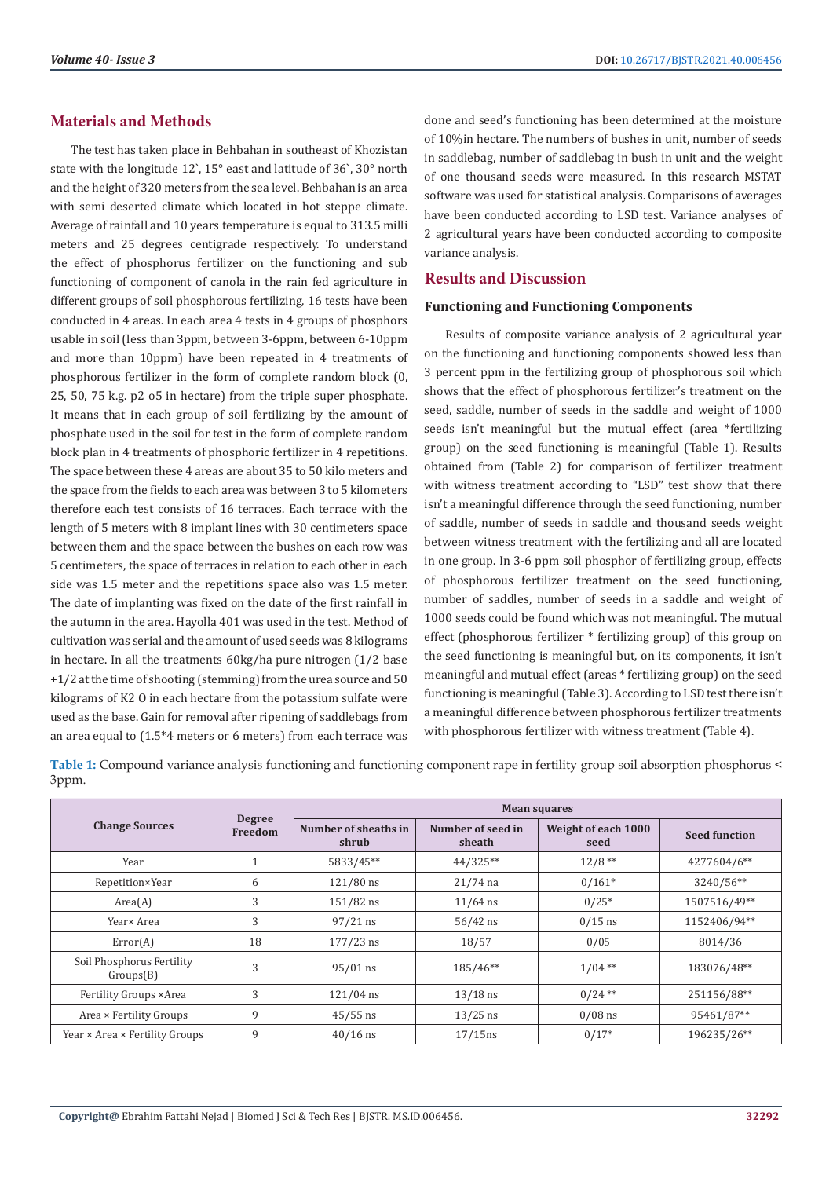## Materials and Methods

The test has taken place in Behbahan in southeast of Khozistan state with the longitude 12`, 15° east and latitude of 36`, 30° north and the height of 320 meters from the sea level. Behbahan is an area with semi deserted climate which located in hot steppe climate. Average of rainfall and 10 years temperature is equal to 313.5 milli meters and 25 degrees centigrade respectively. To understand the effect of phosphorus fertilizer on the functioning and sub functioning of component of canola in the rain fed agriculture in different groups of soil phosphorous fertilizing, 16 tests have been conducted in 4 areas. In each area 4 tests in 4 groups of phosphors usable in soil (less than 3ppm, between 3-6ppm, between 6-10ppm and more than 10ppm) have been repeated in 4 treatments of phosphorous fertilizer in the form of complete random block (0, 25, 50, 75 k.g. p2 o5 in hectare) from the triple super phosphate. It means that in each group of soil fertilizing by the amount of phosphate used in the soil for test in the form of complete random block plan in 4 treatments of phosphoric fertilizer in 4 repetitions. The space between these 4 areas are about 35 to 50 kilo meters and the space from the fields to each area was between 3 to 5 kilometers therefore each test consists of 16 terraces. Each terrace with the length of 5 meters with 8 implant lines with 30 centimeters space between them and the space between the bushes on each row was 5 centimeters, the space of terraces in relation to each other in each side was 1.5 meter and the repetitions space also was 1.5 meter. The date of implanting was fixed on the date of the first rainfall in the autumn in the area. Hayolla 401 was used in the test. Method of cultivation was serial and the amount of used seeds was 8 kilograms in hectare. In all the treatments 60kg/ha pure nitrogen (1/2 base +1/2 at the time of shooting (stemming) from the urea source and 50 kilograms of K2 O in each hectare from the potassium sulfate were used as the base. Gain for removal after ripening of saddlebags from an area equal to (1.5*4 meters or 6 meters) from each terrace was done and seed's functioning has been determined at the moisture of 10%in hectare. The numbers of bushes in unit, number of seeds in saddlebag, number of saddlebag in bush in unit and the weight of one thousand seeds were measured. In this research MSTAT software was used for statistical analysis. Comparisons of averages have been conducted according to LSD test. Variance analyses of 2 agricultural years have been conducted according to composite variance analysis.

## Results and Discussion

### Functioning and Functioning Components

Results of composite variance analysis of 2 agricultural year on the functioning and functioning components showed less than 3 percent ppm in the fertilizing group of phosphorous soil which shows that the effect of phosphorous fertilizer's treatment on the seed, saddle, number of seeds in the saddle and weight of 1000 seeds isn't meaningful but the mutual effect (area *fertilizing group) on the seed functioning is meaningful (Table 1). Results obtained from (Table 2) for comparison of fertilizer treatment with witness treatment according to "LSD" test show that there isn't a meaningful difference through the seed functioning, number of saddle, number of seeds in saddle and thousand seeds weight between witness treatment with the fertilizing and all are located in one group. In 3-6 ppm soil phosphor of fertilizing group, effects of phosphorous fertilizer treatment on the seed functioning, number of saddles, number of seeds in a saddle and weight of 1000 seeds could be found which was not meaningful. The mutual effect (phosphorous fertilizer * fertilizing group) of this group on the seed functioning is meaningful but, on its components, it isn't meaningful and mutual effect (areas * fertilizing group) on the seed functioning is meaningful (Table 3). According to LSD test there isn't a meaningful difference between phosphorous fertilizer treatments with phosphorous fertilizer with witness treatment (Table 4).

**Table 1:** Compound variance analysis functioning and functioning component rape in fertility group soil absorption phosphorus < 3ppm.

| Change Sources | Degree Freedom | Mean squares | | | |
|---|---|---|---|---|---|
| | | Number of sheaths in shrub | Number of seed in sheath | Weight of each 1000 seed | Seed function |
| Year | 1 | 5833/45** | 44/325** | 12/8 ** | 4277604/6** |
| Repetition×Year | 6 | 121/80 ns | 21/74 na | 0/161* | 3240/56** |
| Area(A) | 3 | 151/82 ns | 11/64 ns | 0/25* | 1507516/49** |
| Year× Area | 3 | 97/21 ns | 56/42 ns | 0/15 ns | 1152406/94** |
| Error(A) | 18 | 177/23 ns | 18/57 | 0/05 | 8014/36 |
| Soil Phosphorus Fertility Groups(B) | 3 | 95/01 ns | 185/46** | 1/04 ** | 183076/48** |
| Fertility Groups ×Area | 3 | 121/04 ns | 13/18 ns | 0/24 ** | 251156/88** |
| Area × Fertility Groups | 9 | 45/55 ns | 13/25 ns | 0/08 ns | 95461/87** |
| Year × Area × Fertility Groups | 9 | 40/16 ns | 17/15ns | 0/17* | 196235/26** |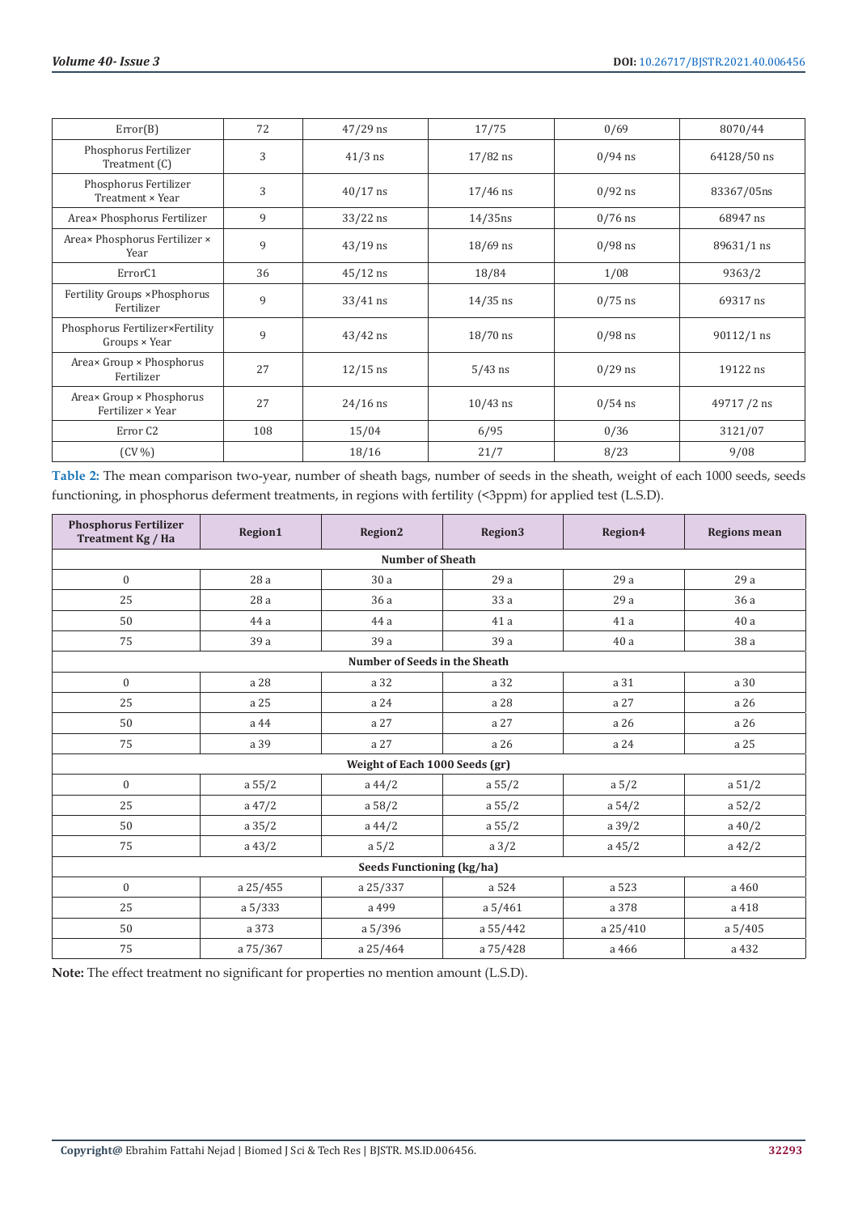| Error(B) | 72 | 47/29 ns | 17/75 | 0/69 | 8070/44 |
|---|---|---|---|---|---|
| Phosphorus Fertilizer Treatment (C) | 3 | 41/3 ns | 17/82 ns | 0/94 ns | 64128/50 ns |
| Phosphorus Fertilizer Treatment × Year | 3 | 40/17 ns | 17/46 ns | 0/92 ns | 83367/05ns |
| Area× Phosphorus Fertilizer | 9 | 33/22 ns | 14/35ns | 0/76 ns | 68947 ns |
| Area× Phosphorus Fertilizer × Year | 9 | 43/19 ns | 18/69 ns | 0/98 ns | 89631/1 ns |
| ErrorC1 | 36 | 45/12 ns | 18/84 | 1/08 | 9363/2 |
| Fertility Groups ×Phosphorus Fertilizer | 9 | 33/41 ns | 14/35 ns | 0/75 ns | 69317 ns |
| Phosphorus Fertilizer×Fertility Groups × Year | 9 | 43/42 ns | 18/70 ns | 0/98 ns | 90112/1 ns |
| Area× Group × Phosphorus Fertilizer | 27 | 12/15 ns | 5/43 ns | 0/29 ns | 19122 ns |
| Area× Group × Phosphorus Fertilizer × Year | 27 | 24/16 ns | 10/43 ns | 0/54 ns | 49717 /2 ns |
| Error C2 | 108 | 15/04 | 6/95 | 0/36 | 3121/07 |
| (CV %) | | 18/16 | 21/7 | 8/23 | 9/08 |

**Table 2:** The mean comparison two-year, number of sheath bags, number of seeds in the sheath, weight of each 1000 seeds, seeds functioning, in phosphorus deferment treatments, in regions with fertility (<3ppm) for applied test (L.S.D).

| Phosphorus Fertilizer Treatment Kg / Ha | Region1 | Region2 | Region3 | Region4 | Regions mean |
|---|---|---|---|---|---|
| **Number of Sheath** | | | | | |
| 0 | 28 a | 30 a | 29 a | 29 a | 29 a |
| 25 | 28 a | 36 a | 33 a | 29 a | 36 a |
| 50 | 44 a | 44 a | 41 a | 41 a | 40 a |
| 75 | 39 a | 39 a | 39 a | 40 a | 38 a |
| **Number of Seeds in the Sheath** | | | | | |
| 0 | a 28 | a 32 | a 32 | a 31 | a 30 |
| 25 | a 25 | a 24 | a 28 | a 27 | a 26 |
| 50 | a 44 | a 27 | a 27 | a 26 | a 26 |
| 75 | a 39 | a 27 | a 26 | a 24 | a 25 |
| **Weight of Each 1000 Seeds (gr)** | | | | | |
| 0 | a 55/2 | a 44/2 | a 55/2 | a 5/2 | a 51/2 |
| 25 | a 47/2 | a 58/2 | a 55/2 | a 54/2 | a 52/2 |
| 50 | a 35/2 | a 44/2 | a 55/2 | a 39/2 | a 40/2 |
| 75 | a 43/2 | a 5/2 | a 3/2 | a 45/2 | a 42/2 |
| **Seeds Functioning (kg/ha)** | | | | | |
| 0 | a 25/455 | a 25/337 | a 524 | a 523 | a 460 |
| 25 | a 5/333 | a 499 | a 5/461 | a 378 | a 418 |
| 50 | a 373 | a 5/396 | a 55/442 | a 25/410 | a 5/405 |
| 75 | a 75/367 | a 25/464 | a 75/428 | a 466 | a 432 |

**Note:** The effect treatment no significant for properties no mention amount (L.S.D).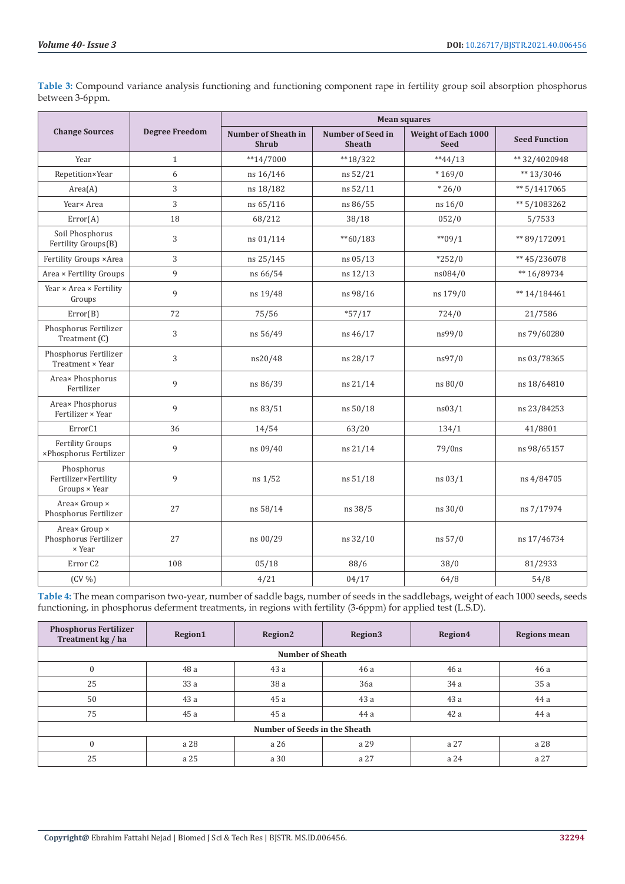**Table 3:** Compound variance analysis functioning and functioning component rape in fertility group soil absorption phosphorus between 3-6ppm.

| Change Sources | Degree Freedom | Mean squares | | | |
|---|---|---|---|---|---|
| | | Number of Sheath in Shrub | Number of Seed in Sheath | Weight of Each 1000 Seed | Seed Function |
| Year | 1 | **14/7000 | **18/322 | **44/13 | ** 32/4020948 |
| Repetition×Year | 6 | ns 16/146 | ns 52/21 | * 169/0 | ** 13/3046 |
| Area(A) | 3 | ns 18/182 | ns 52/11 | * 26/0 | ** 5/1417065 |
| Year× Area | 3 | ns 65/116 | ns 86/55 | ns 16/0 | ** 5/1083262 |
| Error(A) | 18 | 68/212 | 38/18 | 052/0 | 5/7533 |
| Soil Phosphorus Fertility Groups(B) | 3 | ns 01/114 | **60/183 | **09/1 | ** 89/172091 |
| Fertility Groups ×Area | 3 | ns 25/145 | ns 05/13 | *252/0 | ** 45/236078 |
| Area × Fertility Groups | 9 | ns 66/54 | ns 12/13 | ns084/0 | ** 16/89734 |
| Year × Area × Fertility Groups | 9 | ns 19/48 | ns 98/16 | ns 179/0 | ** 14/184461 |
| Error(B) | 72 | 75/56 | *57/17 | 724/0 | 21/7586 |
| Phosphorus Fertilizer Treatment (C) | 3 | ns 56/49 | ns 46/17 | ns99/0 | ns 79/60280 |
| Phosphorus Fertilizer Treatment × Year | 3 | ns20/48 | ns 28/17 | ns97/0 | ns 03/78365 |
| Area× Phosphorus Fertilizer | 9 | ns 86/39 | ns 21/14 | ns 80/0 | ns 18/64810 |
| Area× Phosphorus Fertilizer × Year | 9 | ns 83/51 | ns 50/18 | ns03/1 | ns 23/84253 |
| ErrorC1 | 36 | 14/54 | 63/20 | 134/1 | 41/8801 |
| Fertility Groups ×Phosphorus Fertilizer | 9 | ns 09/40 | ns 21/14 | 79/0ns | ns 98/65157 |
| Phosphorus Fertilizer×Fertility Groups × Year | 9 | ns 1/52 | ns 51/18 | ns 03/1 | ns 4/84705 |
| Area× Group × Phosphorus Fertilizer | 27 | ns 58/14 | ns 38/5 | ns 30/0 | ns 7/17974 |
| Area× Group × Phosphorus Fertilizer × Year | 27 | ns 00/29 | ns 32/10 | ns 57/0 | ns 17/46734 |
| Error C2 | 108 | 05/18 | 88/6 | 38/0 | 81/2933 |
| (CV %) | | 4/21 | 04/17 | 64/8 | 54/8 |

**Table 4:** The mean comparison two-year, number of saddle bags, number of seeds in the saddlebags, weight of each 1000 seeds, seeds functioning, in phosphorus deferment treatments, in regions with fertility (3-6ppm) for applied test (L.S.D).

| Phosphorus Fertilizer Treatment kg / ha | Region1 | Region2 | Region3 | Region4 | Regions mean |
|---|---|---|---|---|---|
| **Number of Sheath** | | | | | |
| 0 | 48 a | 43 a | 46 a | 46 a | 46 a |
| 25 | 33 a | 38 a | 36a | 34 a | 35 a |
| 50 | 43 a | 45 a | 43 a | 43 a | 44 a |
| 75 | 45 a | 45 a | 44 a | 42 a | 44 a |
| **Number of Seeds in the Sheath** | | | | | |
| 0 | a 28 | a 26 | a 29 | a 27 | a 28 |
| 25 | a 25 | a 30 | a 27 | a 24 | a 27 |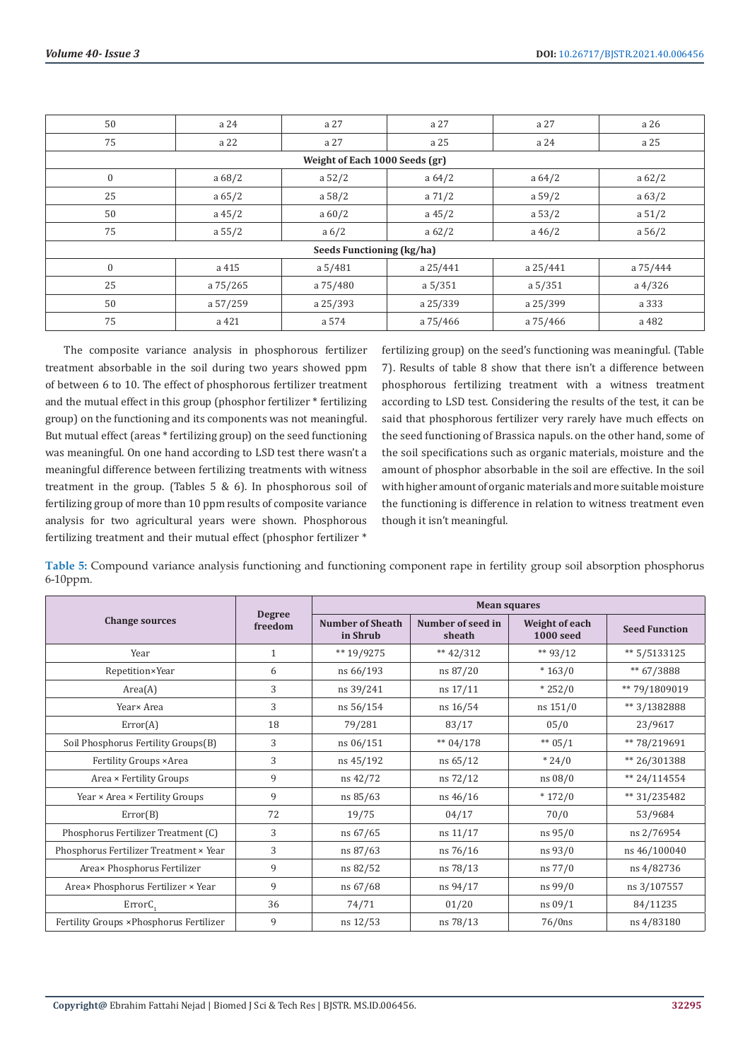| 50 | a 24 | a 27 | a 27 | a 27 | a 26 |
|---|---|---|---|---|---|
| 75 | a 22 | a 27 | a 25 | a 24 | a 25 |
| **Weight of Each 1000 Seeds (gr)** | | | | | |
| 0 | a 68/2 | a 52/2 | a 64/2 | a 64/2 | a 62/2 |
| 25 | a 65/2 | a 58/2 | a 71/2 | a 59/2 | a 63/2 |
| 50 | a 45/2 | a 60/2 | a 45/2 | a 53/2 | a 51/2 |
| 75 | a 55/2 | a 6/2 | a 62/2 | a 46/2 | a 56/2 |
| **Seeds Functioning (kg/ha)** | | | | | |
| 0 | a 415 | a 5/481 | a 25/441 | a 25/441 | a 75/444 |
| 25 | a 75/265 | a 75/480 | a 5/351 | a 5/351 | a 4/326 |
| 50 | a 57/259 | a 25/393 | a 25/339 | a 25/399 | a 333 |
| 75 | a 421 | a 574 | a 75/466 | a 75/466 | a 482 |

The composite variance analysis in phosphorous fertilizer treatment absorbable in the soil during two years showed ppm of between 6 to 10. The effect of phosphorous fertilizer treatment and the mutual effect in this group (phosphor fertilizer * fertilizing group) on the functioning and its components was not meaningful. But mutual effect (areas * fertilizing group) on the seed functioning was meaningful. On one hand according to LSD test there wasn't a meaningful difference between fertilizing treatments with witness treatment in the group. (Tables 5 & 6). In phosphorous soil of fertilizing group of more than 10 ppm results of composite variance analysis for two agricultural years were shown. Phosphorous fertilizing treatment and their mutual effect (phosphor fertilizer * fertilizing group) on the seed's functioning was meaningful. (Table 7). Results of table 8 show that there isn't a difference between phosphorous fertilizing treatment with a witness treatment according to LSD test. Considering the results of the test, it can be said that phosphorous fertilizer very rarely have much effects on the seed functioning of Brassica napuls. on the other hand, some of the soil specifications such as organic materials, moisture and the amount of phosphor absorbable in the soil are effective. In the soil with higher amount of organic materials and more suitable moisture the functioning is difference in relation to witness treatment even though it isn't meaningful.

**Table 5:** Compound variance analysis functioning and functioning component rape in fertility group soil absorption phosphorus 6-10ppm.

| Change sources | Degree freedom | Mean squares | | | |
|---|---|---|---|---|---|
| | | Number of Sheath in Shrub | Number of seed in sheath | Weight of each 1000 seed | Seed Function |
| Year | 1 | ** 19/9275 | ** 42/312 | ** 93/12 | ** 5/5133125 |
| Repetition×Year | 6 | ns 66/193 | ns 87/20 | * 163/0 | ** 67/3888 |
| Area(A) | 3 | ns 39/241 | ns 17/11 | * 252/0 | ** 79/1809019 |
| Year× Area | 3 | ns 56/154 | ns 16/54 | ns 151/0 | ** 3/1382888 |
| Error(A) | 18 | 79/281 | 83/17 | 05/0 | 23/9617 |
| Soil Phosphorus Fertility Groups(B) | 3 | ns 06/151 | ** 04/178 | ** 05/1 | ** 78/219691 |
| Fertility Groups ×Area | 3 | ns 45/192 | ns 65/12 | * 24/0 | ** 26/301388 |
| Area × Fertility Groups | 9 | ns 42/72 | ns 72/12 | ns 08/0 | ** 24/114554 |
| Year × Area × Fertility Groups | 9 | ns 85/63 | ns 46/16 | * 172/0 | ** 31/235482 |
| Error(B) | 72 | 19/75 | 04/17 | 70/0 | 53/9684 |
| Phosphorus Fertilizer Treatment (C) | 3 | ns 67/65 | ns 11/17 | ns 95/0 | ns 2/76954 |
| Phosphorus Fertilizer Treatment × Year | 3 | ns 87/63 | ns 76/16 | ns 93/0 | ns 46/100040 |
| Area× Phosphorus Fertilizer | 9 | ns 82/52 | ns 78/13 | ns 77/0 | ns 4/82736 |
| Area× Phosphorus Fertilizer × Year | 9 | ns 67/68 | ns 94/17 | ns 99/0 | ns 3/107557 |
| $ErrorC_1$ | 36 | 74/71 | 01/20 | ns 09/1 | 84/11235 |
| Fertility Groups ×Phosphorus Fertilizer | 9 | ns 12/53 | ns 78/13 | 76/0ns | ns 4/83180 |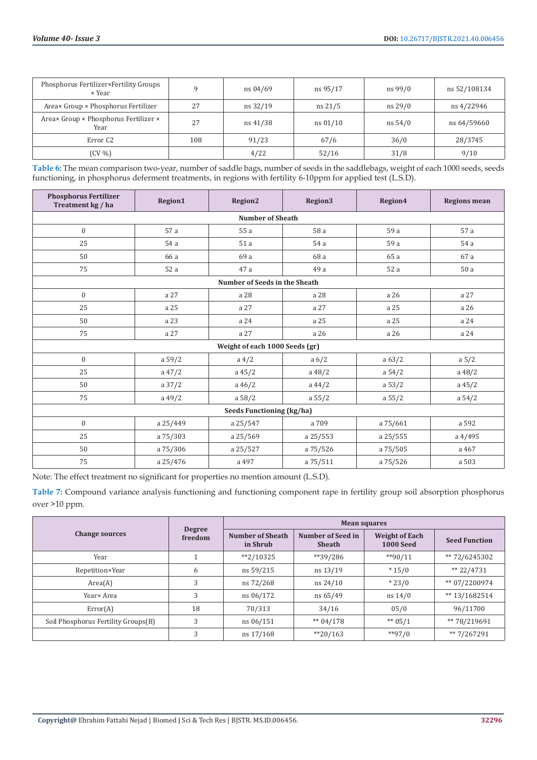| Phosphorus Fertilizer×Fertility Groups × Year | 9 | ns 04/69 | ns 95/17 | ns 99/0 | ns 52/108134 |
|---|---|---|---|---|---|
| Area× Group × Phosphorus Fertilizer | 27 | ns 32/19 | ns 21/5 | ns 29/0 | ns 4/22946 |
| Area× Group × Phosphorus Fertilizer × Year | 27 | ns 41/38 | ns 01/10 | ns 54/0 | ns 64/59660 |
| Error C2 | 108 | 91/23 | 67/6 | 36/0 | 28/3745 |
| (CV %) | | 4/22 | 52/16 | 31/8 | 9/10 |

**Table 6:** The mean comparison two-year, number of saddle bags, number of seeds in the saddlebags, weight of each 1000 seeds, seeds functioning, in phosphorus deferment treatments, in regions with fertility 6-10ppm for applied test (L.S.D).

| Phosphorus Fertilizer Treatment kg / ha | Region1 | Region2 | Region3 | Region4 | Regions mean |
|---|---|---|---|---|---|
| **Number of Sheath** | | | | | |
| 0 | 57 a | 55 a | 58 a | 59 a | 57 a |
| 25 | 54 a | 51 a | 54 a | 59 a | 54 a |
| 50 | 66 a | 69 a | 68 a | 65 a | 67 a |
| 75 | 52 a | 47 a | 49 a | 52 a | 50 a |
| **Number of Seeds in the Sheath** | | | | | |
| 0 | a 27 | a 28 | a 28 | a 26 | a 27 |
| 25 | a 25 | a 27 | a 27 | a 25 | a 26 |
| 50 | a 23 | a 24 | a 25 | a 25 | a 24 |
| 75 | a 27 | a 27 | a 26 | a 26 | a 24 |
| **Weight of each 1000 Seeds (gr)** | | | | | |
| 0 | a 59/2 | a 4/2 | a 6/2 | a 63/2 | a 5/2 |
| 25 | a 47/2 | a 45/2 | a 48/2 | a 54/2 | a 48/2 |
| 50 | a 37/2 | a 46/2 | a 44/2 | a 53/2 | a 45/2 |
| 75 | a 49/2 | a 58/2 | a 55/2 | a 55/2 | a 54/2 |
| **Seeds Functioning (kg/ha)** | | | | | |
| 0 | a 25/449 | a 25/547 | a 709 | a 75/661 | a 592 |
| 25 | a 75/303 | a 25/569 | a 25/553 | a 25/555 | a 4/495 |
| 50 | a 75/306 | a 25/527 | a 75/526 | a 75/505 | a 467 |
| 75 | a 25/476 | a 497 | a 75/511 | a 75/526 | a 503 |

Note: The effect treatment no significant for properties no mention amount (L.S.D).

**Table 7:** Compound variance analysis functioning and functioning component rape in fertility group soil absorption phosphorus over >10 ppm.

| Change sources | Degree freedom | Mean squares | | | |
|---|---|---|---|---|---|
| | | Number of Sheath in Shrub | Number of Seed in Sheath | Weight of Each 1000 Seed | Seed Function |
| Year | 1 | **2/10325 | **39/286 | **90/11 | ** 72/6245302 |
| Repetition×Year | 6 | ns 59/215 | ns 13/19 | * 15/0 | ** 22/4731 |
| Area(A) | 3 | ns 72/268 | ns 24/10 | * 23/0 | ** 07/2200974 |
| Year× Area | 3 | ns 06/172 | ns 65/49 | ns 14/0 | ** 13/1682514 |
| Error(A) | 18 | 70/313 | 34/16 | 05/0 | 96/11700 |
| Soil Phosphorus Fertility Groups(B) | 3 | ns 06/151 | ** 04/178 | ** 05/1 | ** 78/219691 |
| | 3 | ns 17/168 | **20/163 | **97/0 | ** 7/267291 |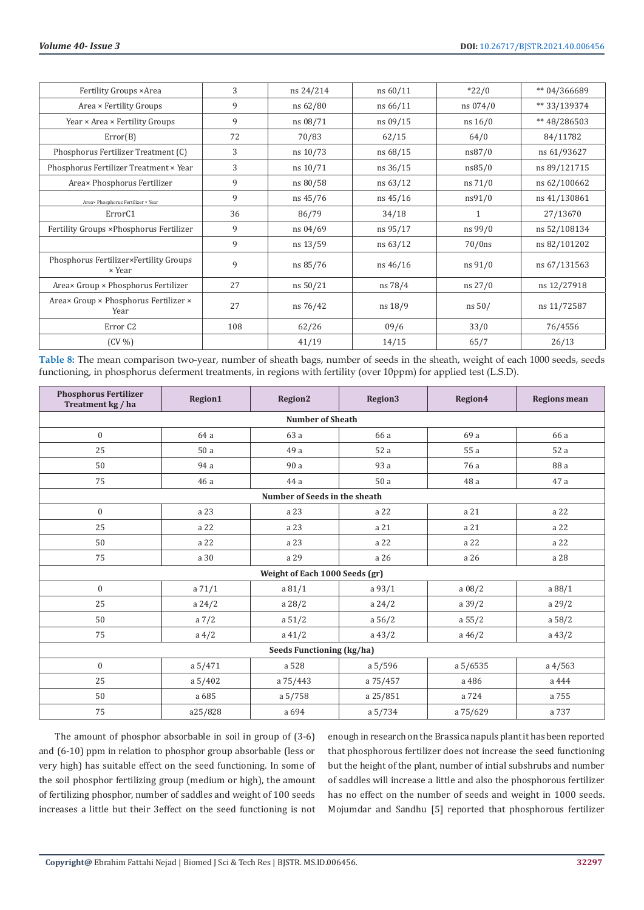| Fertility Groups ×Area | 3 | ns 24/214 | ns 60/11 | *22/0 | ** 04/366689 |
|---|---|---|---|---|---|
| Area × Fertility Groups | 9 | ns 62/80 | ns 66/11 | ns 074/0 | ** 33/139374 |
| Year × Area × Fertility Groups | 9 | ns 08/71 | ns 09/15 | ns 16/0 | ** 48/286503 |
| Error(B) | 72 | 70/83 | 62/15 | 64/0 | 84/11782 |
| Phosphorus Fertilizer Treatment (C) | 3 | ns 10/73 | ns 68/15 | ns87/0 | ns 61/93627 |
| Phosphorus Fertilizer Treatment × Year | 3 | ns 10/71 | ns 36/15 | ns85/0 | ns 89/121715 |
| Area× Phosphorus Fertilizer | 9 | ns 80/58 | ns 63/12 | ns 71/0 | ns 62/100662 |
| Area× Phosphorus Fertilizer × Year | 9 | ns 45/76 | ns 45/16 | ns91/0 | ns 41/130861 |
| ErrorC1 | 36 | 86/79 | 34/18 | 1 | 27/13670 |
| Fertility Groups ×Phosphorus Fertilizer | 9 | ns 04/69 | ns 95/17 | ns 99/0 | ns 52/108134 |
| | 9 | ns 13/59 | ns 63/12 | 70/0ns | ns 82/101202 |
| Phosphorus Fertilizer×Fertility Groups × Year | 9 | ns 85/76 | ns 46/16 | ns 91/0 | ns 67/131563 |
| Area× Group × Phosphorus Fertilizer | 27 | ns 50/21 | ns 78/4 | ns 27/0 | ns 12/27918 |
| Area× Group × Phosphorus Fertilizer × Year | 27 | ns 76/42 | ns 18/9 | ns 50/ | ns 11/72587 |
| Error C2 | 108 | 62/26 | 09/6 | 33/0 | 76/4556 |
| (CV %) | | 41/19 | 14/15 | 65/7 | 26/13 |

**Table 8:** The mean comparison two-year, number of sheath bags, number of seeds in the sheath, weight of each 1000 seeds, seeds functioning, in phosphorus deferment treatments, in regions with fertility (over 10ppm) for applied test (L.S.D).

| Phosphorus Fertilizer Treatment kg / ha | Region1 | Region2 | Region3 | Region4 | Regions mean |
|---|---|---|---|---|---|
| **Number of Sheath** | | | | | |
| 0 | 64 a | 63 a | 66 a | 69 a | 66 a |
| 25 | 50 a | 49 a | 52 a | 55 a | 52 a |
| 50 | 94 a | 90 a | 93 a | 76 a | 88 a |
| 75 | 46 a | 44 a | 50 a | 48 a | 47 a |
| **Number of Seeds in the sheath** | | | | | |
| 0 | a 23 | a 23 | a 22 | a 21 | a 22 |
| 25 | a 22 | a 23 | a 21 | a 21 | a 22 |
| 50 | a 22 | a 23 | a 22 | a 22 | a 22 |
| 75 | a 30 | a 29 | a 26 | a 26 | a 28 |
| **Weight of Each 1000 Seeds (gr)** | | | | | |
| 0 | a 71/1 | a 81/1 | a 93/1 | a 08/2 | a 88/1 |
| 25 | a 24/2 | a 28/2 | a 24/2 | a 39/2 | a 29/2 |
| 50 | a 7/2 | a 51/2 | a 56/2 | a 55/2 | a 58/2 |
| 75 | a 4/2 | a 41/2 | a 43/2 | a 46/2 | a 43/2 |
| **Seeds Functioning (kg/ha)** | | | | | |
| 0 | a 5/471 | a 528 | a 5/596 | a 5/6535 | a 4/563 |
| 25 | a 5/402 | a 75/443 | a 75/457 | a 486 | a 444 |
| 50 | a 685 | a 5/758 | a 25/851 | a 724 | a 755 |
| 75 | a25/828 | a 694 | a 5/734 | a 75/629 | a 737 |

The amount of phosphor absorbable in soil in group of (3-6) and (6-10) ppm in relation to phosphor group absorbable (less or very high) has suitable effect on the seed functioning. In some of the soil phosphor fertilizing group (medium or high), the amount of fertilizing phosphor, number of saddles and weight of 100 seeds increases a little but their 3effect on the seed functioning is not enough in research on the Brassica napuls plant it has been reported that phosphorous fertilizer does not increase the seed functioning but the height of the plant, number of intial subshrubs and number of saddles will increase a little and also the phosphorous fertilizer has no effect on the number of seeds and weight in 1000 seeds. Mojumdar and Sandhu [5] reported that phosphorous fertilizer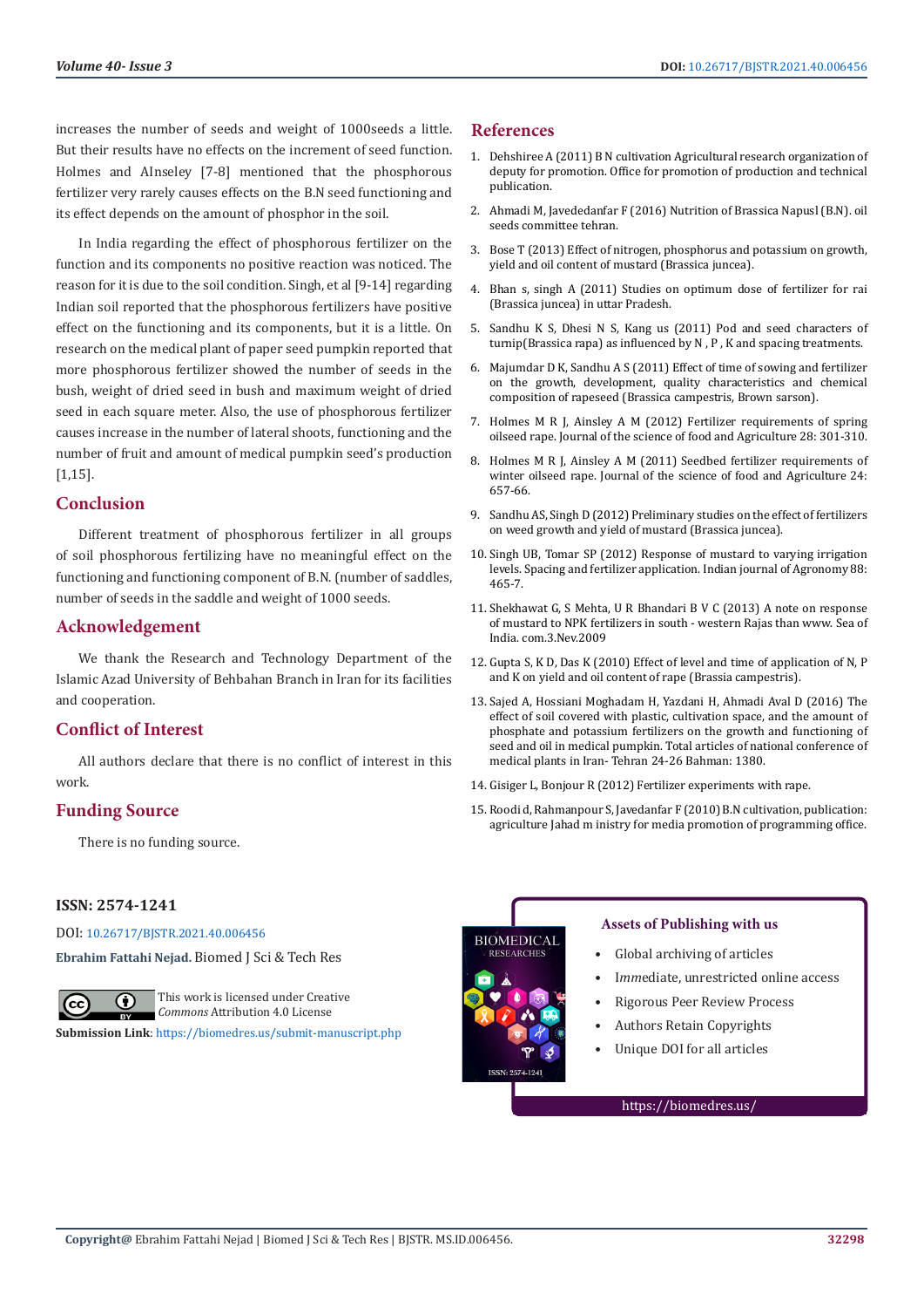increases the number of seeds and weight of 1000seeds a little. But their results have no effects on the increment of seed function. Holmes and AInseley [7-8] mentioned that the phosphorous fertilizer very rarely causes effects on the B.N seed functioning and its effect depends on the amount of phosphor in the soil.

In India regarding the effect of phosphorous fertilizer on the function and its components no positive reaction was noticed. The reason for it is due to the soil condition. Singh, et al [9-14] regarding Indian soil reported that the phosphorous fertilizers have positive effect on the functioning and its components, but it is a little. On research on the medical plant of paper seed pumpkin reported that more phosphorous fertilizer showed the number of seeds in the bush, weight of dried seed in bush and maximum weight of dried seed in each square meter. Also, the use of phosphorous fertilizer causes increase in the number of lateral shoots, functioning and the number of fruit and amount of medical pumpkin seed's production [1,15].

## Conclusion

Different treatment of phosphorous fertilizer in all groups of soil phosphorous fertilizing have no meaningful effect on the functioning and functioning component of B.N. (number of saddles, number of seeds in the saddle and weight of 1000 seeds.

## Acknowledgement

We thank the Research and Technology Department of the Islamic Azad University of Behbahan Branch in Iran for its facilities and cooperation.

## Conflict of Interest

All authors declare that there is no conflict of interest in this work.

## Funding Source

There is no funding source.

## References

1. Dehshiree A (2011) B N cultivation Agricultural research organization of deputy for promotion. Office for production and technical publication.
2. Ahmadi M, Javededanfar F (2016) Nutrition of Brassica Napusl (B.N). oil seeds committee tehran.
3. Bose T (2013) Effect of nitrogen, phosphorus and potassium on growth, yield and oil content of mustard (Brassica juncea).
4. Bhan s, singh A (2011) Studies on optimum dose of fertilizer for rai (Brassica juncea) in uttar Pradesh.
5. Sandhu K S, Dhesi N S, Kang us (2011) Pod and seed characters of turnip(Brassica rapa) as influenced by N , P , K and spacing treatments.
6. Majumdar D K, Sandhu A S (2011) Effect of time of sowing and fertilizer on the growth, development, quality characteristics and chemical composition of rapeseed (Brassica campestris, Brown sarson).
7. Holmes M R J, Ainsley A M (2012) Fertilizer requirements of spring oilseed rape. Journal of the science of food and Agriculture 28: 301-310.
8. Holmes M R J, Ainsley A M (2011) Seedbed fertilizer requirements of winter oilseed rape. Journal of the science of food and Agriculture 24: 657-66.
9. Sandhu AS, Singh D (2012) Preliminary studies on the effect of fertilizers on weed growth and yield of mustard (Brassica juncea).
10. Singh UB, Tomar SP (2012) Response of mustard to varying irrigation levels. Spacing and fertilizer application. Indian journal of Agronomy 88: 465-7.
11. Shekhawat G, S Mehta, U R Bhandari B V C (2013) A note on response of mustard to NPK fertilizers in south - western Rajas than www. Sea of India. com.3.Nev.2009
12. Gupta S, K D, Das K (2010) Effect of level and time of application of N, P and K on yield and oil content of rape (Brassia campestris).
13. Sajed A, Hossiani Moghadam H, Yazdani H, Ahmadi Aval D (2016) The effect of soil covered with plastic, cultivation space, and the amount of phosphate and potassium fertilizers on the growth and functioning of seed and oil in medical pumpkin. Total articles of national conference of medical plants in Iran- Tehran 24-26 Bahman: 1380.
14. Gisiger L, Bonjour R (2012) Fertilizer experiments with rape.
15. Roodi d, Rahmanpour S, Javedanfar F (2010) B.N cultivation, publication: agriculture Jahad m inistry for media promotion of programming office.